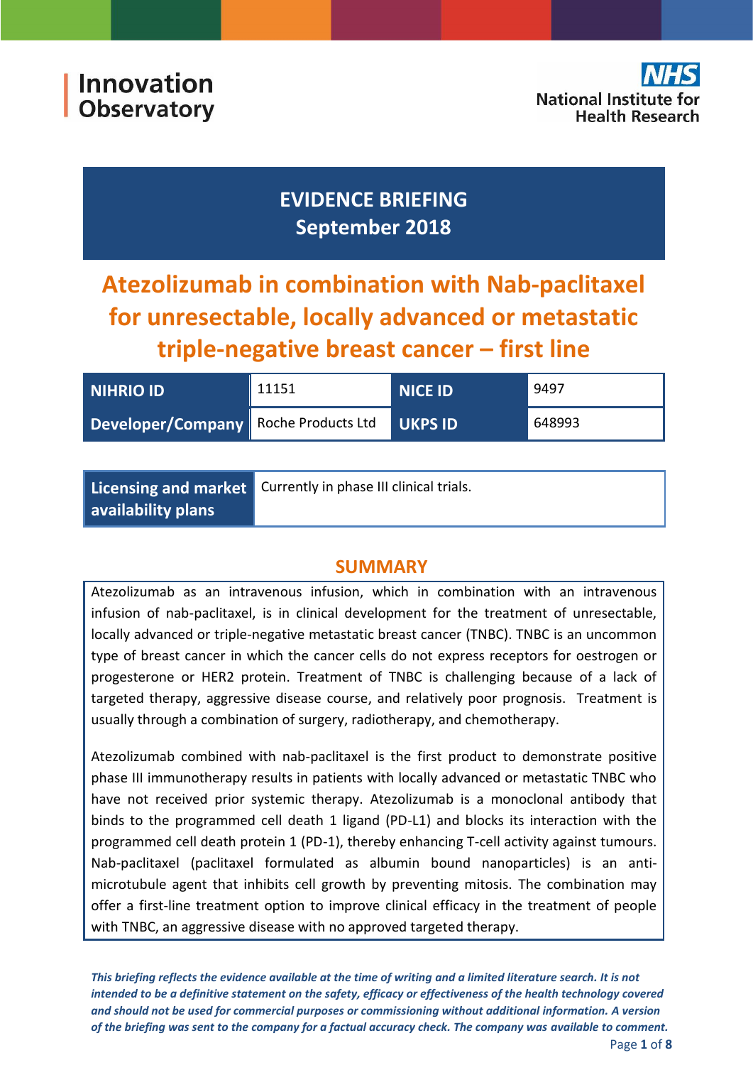Innovation Observatory

NHS National Institute for Health Research

# EVIDENCE BRIEFING
September 2018

# Atezolizumab in combination with Nab-paclitaxel for unresectable, locally advanced or metastatic triple-negative breast cancer – first line

| NIHRIO ID | 11151 | NICE ID | 9497 |
|---|---|---|---|
| Developer/Company | Roche Products Ltd | UKPS ID | 648993 |

| Licensing and market availability plans | Currently in phase III clinical trials. |
|---|---|

## SUMMARY

Atezolizumab as an intravenous infusion, which in combination with an intravenous infusion of nab-paclitaxel, is in clinical development for the treatment of unresectable, locally advanced or triple-negative metastatic breast cancer (TNBC). TNBC is an uncommon type of breast cancer in which the cancer cells do not express receptors for oestrogen or progesterone or HER2 protein. Treatment of TNBC is challenging because of a lack of targeted therapy, aggressive disease course, and relatively poor prognosis. Treatment is usually through a combination of surgery, radiotherapy, and chemotherapy.

Atezolizumab combined with nab-paclitaxel is the first product to demonstrate positive phase III immunotherapy results in patients with locally advanced or metastatic TNBC who have not received prior systemic therapy. Atezolizumab is a monoclonal antibody that binds to the programmed cell death 1 ligand (PD-L1) and blocks its interaction with the programmed cell death protein 1 (PD-1), thereby enhancing T-cell activity against tumours. Nab-paclitaxel (paclitaxel formulated as albumin bound nanoparticles) is an anti-microtubule agent that inhibits cell growth by preventing mitosis. The combination may offer a first-line treatment option to improve clinical efficacy in the treatment of people with TNBC, an aggressive disease with no approved targeted therapy.

***This briefing reflects the evidence available at the time of writing and a limited literature search. It is not intended to be a definitive statement on the safety, efficacy or effectiveness of the health technology covered and should not be used for commercial purposes or commissioning without additional information. A version of the briefing was sent to the company for a factual accuracy check. The company was available to comment.***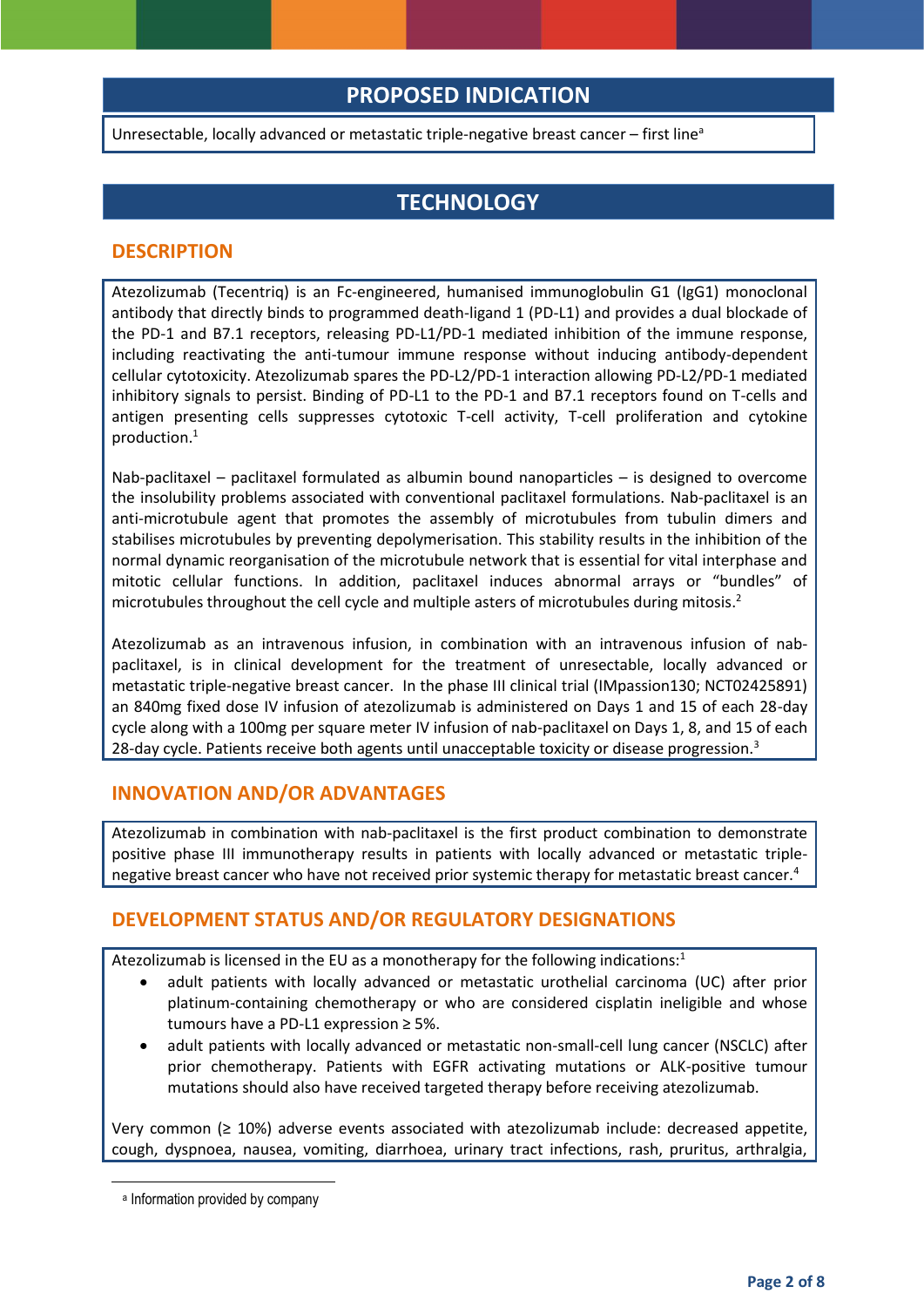## PROPOSED INDICATION

Unresectable, locally advanced or metastatic triple-negative breast cancer – first line[a]

## TECHNOLOGY

### DESCRIPTION

Atezolizumab (Tecentriq) is an Fc-engineered, humanised immunoglobulin G1 (IgG1) monoclonal antibody that directly binds to programmed death-ligand 1 (PD-L1) and provides a dual blockade of the PD-1 and B7.1 receptors, releasing PD-L1/PD-1 mediated inhibition of the immune response, including reactivating the anti-tumour immune response without inducing antibody-dependent cellular cytotoxicity. Atezolizumab spares the PD-L2/PD-1 interaction allowing PD-L2/PD-1 mediated inhibitory signals to persist. Binding of PD-L1 to the PD-1 and B7.1 receptors found on T-cells and antigen presenting cells suppresses cytotoxic T-cell activity, T-cell proliferation and cytokine production.[1]

Nab-paclitaxel – paclitaxel formulated as albumin bound nanoparticles – is designed to overcome the insolubility problems associated with conventional paclitaxel formulations. Nab-paclitaxel is an anti-microtubule agent that promotes the assembly of microtubules from tubulin dimers and stabilises microtubules by preventing depolymerisation. This stability results in the inhibition of the normal dynamic reorganisation of the microtubule network that is essential for vital interphase and mitotic cellular functions. In addition, paclitaxel induces abnormal arrays or "bundles" of microtubules throughout the cell cycle and multiple asters of microtubules during mitosis.[2]

Atezolizumab as an intravenous infusion, in combination with an intravenous infusion of nab-paclitaxel, is in clinical development for the treatment of unresectable, locally advanced or metastatic triple-negative breast cancer. In the phase III clinical trial (IMpassion130; NCT02425891) an 840mg fixed dose IV infusion of atezolizumab is administered on Days 1 and 15 of each 28-day cycle along with a 100mg per square meter IV infusion of nab-paclitaxel on Days 1, 8, and 15 of each 28-day cycle. Patients receive both agents until unacceptable toxicity or disease progression.[3]

### INNOVATION AND/OR ADVANTAGES

Atezolizumab in combination with nab-paclitaxel is the first product combination to demonstrate positive phase III immunotherapy results in patients with locally advanced or metastatic triple-negative breast cancer who have not received prior systemic therapy for metastatic breast cancer.[4]

### DEVELOPMENT STATUS AND/OR REGULATORY DESIGNATIONS

Atezolizumab is licensed in the EU as a monotherapy for the following indications:[1]

- adult patients with locally advanced or metastatic urothelial carcinoma (UC) after prior platinum-containing chemotherapy or who are considered cisplatin ineligible and whose tumours have a PD-L1 expression ≥ 5%.
- adult patients with locally advanced or metastatic non-small-cell lung cancer (NSCLC) after prior chemotherapy. Patients with EGFR activating mutations or ALK-positive tumour mutations should also have received targeted therapy before receiving atezolizumab.

Very common (≥ 10%) adverse events associated with atezolizumab include: decreased appetite, cough, dyspnoea, nausea, vomiting, diarrhoea, urinary tract infections, rash, pruritus, arthralgia,

[a] Information provided by company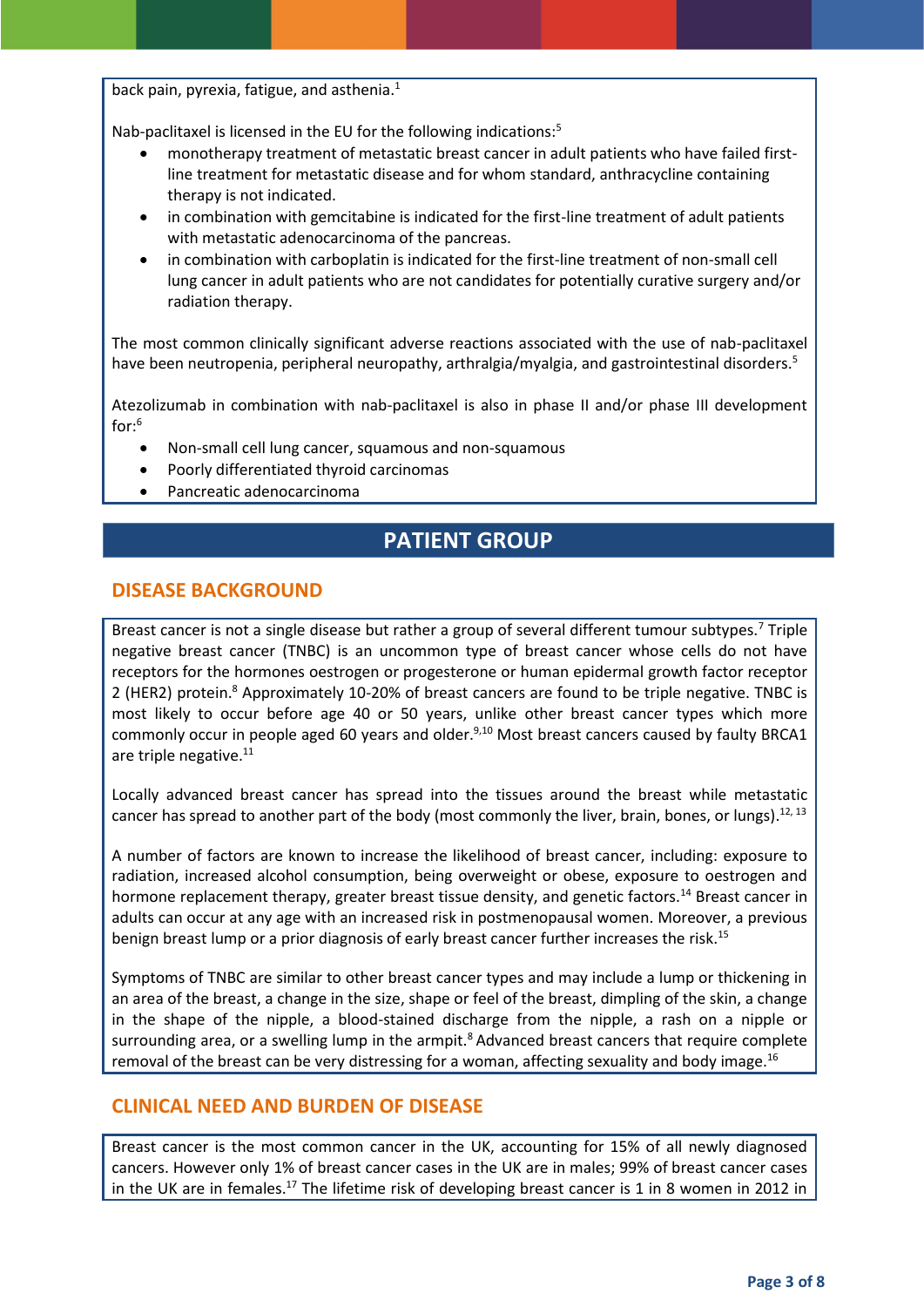back pain, pyrexia, fatigue, and asthenia.[1]

Nab-paclitaxel is licensed in the EU for the following indications:[5]

- monotherapy treatment of metastatic breast cancer in adult patients who have failed first-line treatment for metastatic disease and for whom standard, anthracycline containing therapy is not indicated.
- in combination with gemcitabine is indicated for the first-line treatment of adult patients with metastatic adenocarcinoma of the pancreas.
- in combination with carboplatin is indicated for the first-line treatment of non-small cell lung cancer in adult patients who are not candidates for potentially curative surgery and/or radiation therapy.

The most common clinically significant adverse reactions associated with the use of nab-paclitaxel have been neutropenia, peripheral neuropathy, arthralgia/myalgia, and gastrointestinal disorders.[5]

Atezolizumab in combination with nab-paclitaxel is also in phase II and/or phase III development for:[6]

- Non-small cell lung cancer, squamous and non-squamous
- Poorly differentiated thyroid carcinomas
- Pancreatic adenocarcinoma

# PATIENT GROUP

## DISEASE BACKGROUND

Breast cancer is not a single disease but rather a group of several different tumour subtypes.[7] Triple negative breast cancer (TNBC) is an uncommon type of breast cancer whose cells do not have receptors for the hormones oestrogen or progesterone or human epidermal growth factor receptor 2 (HER2) protein.[8] Approximately 10-20% of breast cancers are found to be triple negative. TNBC is most likely to occur before age 40 or 50 years, unlike other breast cancer types which more commonly occur in people aged 60 years and older.[9,10] Most breast cancers caused by faulty BRCA1 are triple negative.[11]

Locally advanced breast cancer has spread into the tissues around the breast while metastatic cancer has spread to another part of the body (most commonly the liver, brain, bones, or lungs).[12, 13]

A number of factors are known to increase the likelihood of breast cancer, including: exposure to radiation, increased alcohol consumption, being overweight or obese, exposure to oestrogen and hormone replacement therapy, greater breast tissue density, and genetic factors.[14] Breast cancer in adults can occur at any age with an increased risk in postmenopausal women. Moreover, a previous benign breast lump or a prior diagnosis of early breast cancer further increases the risk.[15]

Symptoms of TNBC are similar to other breast cancer types and may include a lump or thickening in an area of the breast, a change in the size, shape or feel of the breast, dimpling of the skin, a change in the shape of the nipple, a blood-stained discharge from the nipple, a rash on a nipple or surrounding area, or a swelling lump in the armpit.[8] Advanced breast cancers that require complete removal of the breast can be very distressing for a woman, affecting sexuality and body image.[16]

## CLINICAL NEED AND BURDEN OF DISEASE

Breast cancer is the most common cancer in the UK, accounting for 15% of all newly diagnosed cancers. However only 1% of breast cancer cases in the UK are in males; 99% of breast cancer cases in the UK are in females.[17] The lifetime risk of developing breast cancer is 1 in 8 women in 2012 in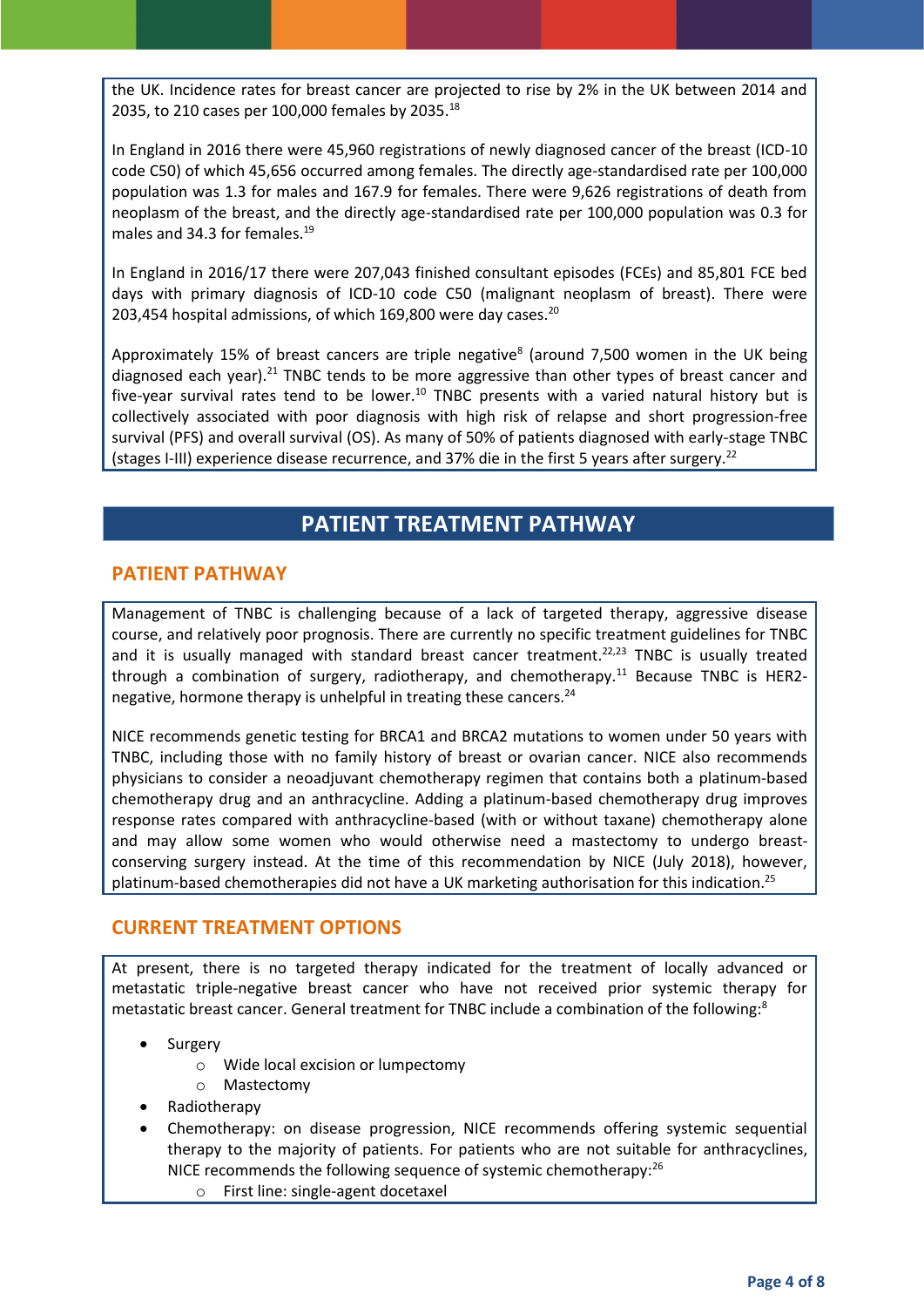the UK. Incidence rates for breast cancer are projected to rise by 2% in the UK between 2014 and 2035, to 210 cases per 100,000 females by 2035.[18]

In England in 2016 there were 45,960 registrations of newly diagnosed cancer of the breast (ICD-10 code C50) of which 45,656 occurred among females. The directly age-standardised rate per 100,000 population was 1.3 for males and 167.9 for females. There were 9,626 registrations of death from neoplasm of the breast, and the directly age-standardised rate per 100,000 population was 0.3 for males and 34.3 for females.[19]

In England in 2016/17 there were 207,043 finished consultant episodes (FCEs) and 85,801 FCE bed days with primary diagnosis of ICD-10 code C50 (malignant neoplasm of breast). There were 203,454 hospital admissions, of which 169,800 were day cases.[20]

Approximately 15% of breast cancers are triple negative[8] (around 7,500 women in the UK being diagnosed each year).[21] TNBC tends to be more aggressive than other types of breast cancer and five-year survival rates tend to be lower.[10] TNBC presents with a varied natural history but is collectively associated with poor diagnosis with high risk of relapse and short progression-free survival (PFS) and overall survival (OS). As many of 50% of patients diagnosed with early-stage TNBC (stages I-III) experience disease recurrence, and 37% die in the first 5 years after surgery.[22]

# PATIENT TREATMENT PATHWAY

## PATIENT PATHWAY

Management of TNBC is challenging because of a lack of targeted therapy, aggressive disease course, and relatively poor prognosis. There are currently no specific treatment guidelines for TNBC and it is usually managed with standard breast cancer treatment.[22,23] TNBC is usually treated through a combination of surgery, radiotherapy, and chemotherapy.[11] Because TNBC is HER2-negative, hormone therapy is unhelpful in treating these cancers.[24]

NICE recommends genetic testing for BRCA1 and BRCA2 mutations to women under 50 years with TNBC, including those with no family history of breast or ovarian cancer. NICE also recommends physicians to consider a neoadjuvant chemotherapy regimen that contains both a platinum-based chemotherapy drug and an anthracycline. Adding a platinum-based chemotherapy drug improves response rates compared with anthracycline-based (with or without taxane) chemotherapy alone and may allow some women who would otherwise need a mastectomy to undergo breast-conserving surgery instead. At the time of this recommendation by NICE (July 2018), however, platinum-based chemotherapies did not have a UK marketing authorisation for this indication.[25]

## CURRENT TREATMENT OPTIONS

At present, there is no targeted therapy indicated for the treatment of locally advanced or metastatic triple-negative breast cancer who have not received prior systemic therapy for metastatic breast cancer. General treatment for TNBC include a combination of the following:[8]

- Surgery
  - Wide local excision or lumpectomy
  - Mastectomy
- Radiotherapy
- Chemotherapy: on disease progression, NICE recommends offering systemic sequential therapy to the majority of patients. For patients who are not suitable for anthracyclines, NICE recommends the following sequence of systemic chemotherapy:[26]
  - First line: single-agent docetaxel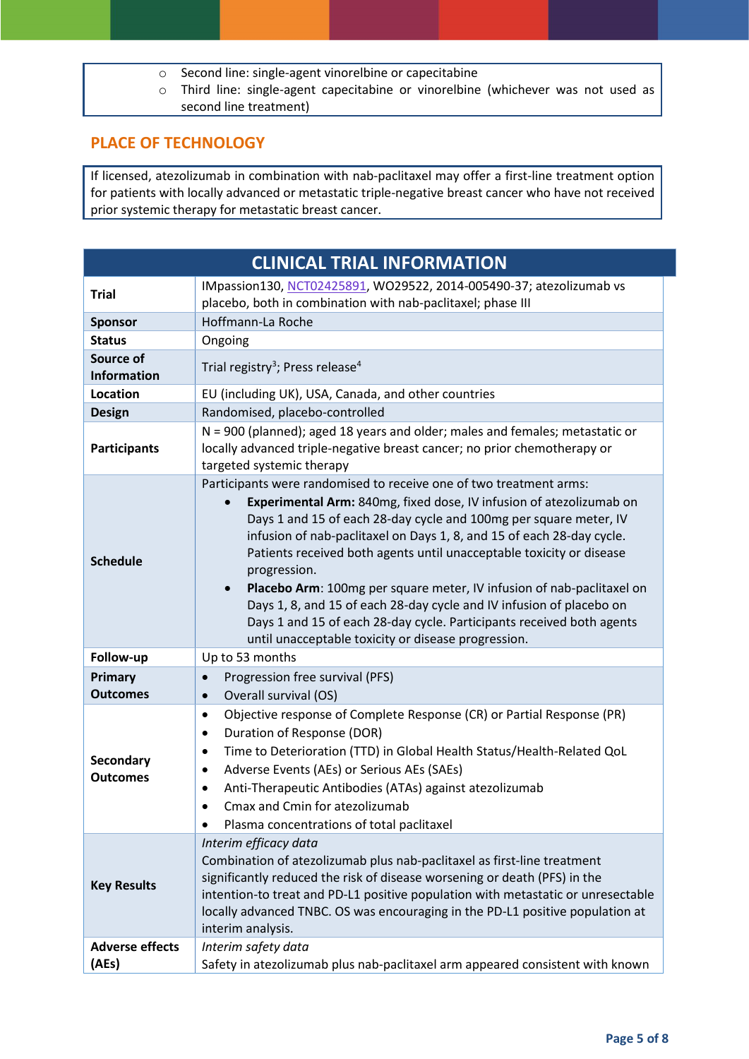- Second line: single-agent vinorelbine or capecitabine
- Third line: single-agent capecitabine or vinorelbine (whichever was not used as second line treatment)

## PLACE OF TECHNOLOGY

If licensed, atezolizumab in combination with nab-paclitaxel may offer a first-line treatment option for patients with locally advanced or metastatic triple-negative breast cancer who have not received prior systemic therapy for metastatic breast cancer.

| CLINICAL TRIAL INFORMATION | |
|---|---|
| **Trial** | IMpassion130, NCT02425891, WO29522, 2014-005490-37; atezolizumab vs placebo, both in combination with nab-paclitaxel; phase III |
| **Sponsor** | Hoffmann-La Roche |
| **Status** | Ongoing |
| **Source of Information** | Trial registry[3]; Press release[4] |
| **Location** | EU (including UK), USA, Canada, and other countries |
| **Design** | Randomised, placebo-controlled |
| **Participants** | N = 900 (planned); aged 18 years and older; males and females; metastatic or locally advanced triple-negative breast cancer; no prior chemotherapy or targeted systemic therapy |
| **Schedule** | Participants were randomised to receive one of two treatment arms:<br>• **Experimental Arm:** 840mg, fixed dose, IV infusion of atezolizumab on Days 1 and 15 of each 28-day cycle and 100mg per square meter, IV infusion of nab-paclitaxel on Days 1, 8, and 15 of each 28-day cycle. Patients received both agents until unacceptable toxicity or disease progression.<br>• **Placebo Arm**: 100mg per square meter, IV infusion of nab-paclitaxel on Days 1, 8, and 15 of each 28-day cycle and IV infusion of placebo on Days 1 and 15 of each 28-day cycle. Participants received both agents until unacceptable toxicity or disease progression. |
| **Follow-up** | Up to 53 months |
| **Primary Outcomes** | • Progression free survival (PFS)<br>• Overall survival (OS) |
| **Secondary Outcomes** | • Objective response of Complete Response (CR) or Partial Response (PR)<br>• Duration of Response (DOR)<br>• Time to Deterioration (TTD) in Global Health Status/Health-Related QoL<br>• Adverse Events (AEs) or Serious AEs (SAEs)<br>• Anti-Therapeutic Antibodies (ATAs) against atezolizumab<br>• Cmax and Cmin for atezolizumab<br>• Plasma concentrations of total paclitaxel |
| **Key Results** | *Interim efficacy data*<br>Combination of atezolizumab plus nab-paclitaxel as first-line treatment significantly reduced the risk of disease worsening or death (PFS) in the intention-to treat and PD-L1 positive population with metastatic or unresectable locally advanced TNBC. OS was encouraging in the PD-L1 positive population at interim analysis. |
| **Adverse effects (AEs)** | *Interim safety data*<br>Safety in atezolizumab plus nab-paclitaxel arm appeared consistent with known |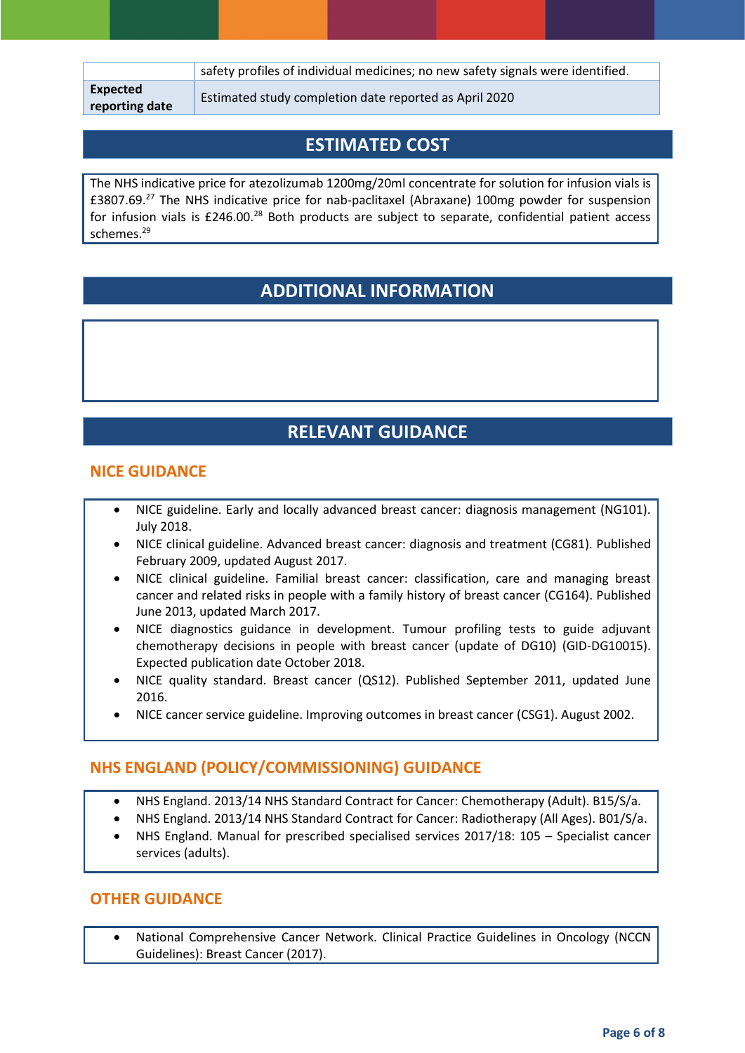|  |  |
| --- | --- |
|  | safety profiles of individual medicines; no new safety signals were identified. |
| **Expected reporting date** | Estimated study completion date reported as April 2020 |

## ESTIMATED COST

The NHS indicative price for atezolizumab 1200mg/20ml concentrate for solution for infusion vials is £3807.69.[27] The NHS indicative price for nab-paclitaxel (Abraxane) 100mg powder for suspension for infusion vials is £246.00.[28] Both products are subject to separate, confidential patient access schemes.[29]

## ADDITIONAL INFORMATION

## RELEVANT GUIDANCE

### NICE GUIDANCE

- NICE guideline. Early and locally advanced breast cancer: diagnosis management (NG101). July 2018.
- NICE clinical guideline. Advanced breast cancer: diagnosis and treatment (CG81). Published February 2009, updated August 2017.
- NICE clinical guideline. Familial breast cancer: classification, care and managing breast cancer and related risks in people with a family history of breast cancer (CG164). Published June 2013, updated March 2017.
- NICE diagnostics guidance in development. Tumour profiling tests to guide adjuvant chemotherapy decisions in people with breast cancer (update of DG10) (GID-DG10015). Expected publication date October 2018.
- NICE quality standard. Breast cancer (QS12). Published September 2011, updated June 2016.
- NICE cancer service guideline. Improving outcomes in breast cancer (CSG1). August 2002.

### NHS ENGLAND (POLICY/COMMISSIONING) GUIDANCE

- NHS England. 2013/14 NHS Standard Contract for Cancer: Chemotherapy (Adult). B15/S/a.
- NHS England. 2013/14 NHS Standard Contract for Cancer: Radiotherapy (All Ages). B01/S/a.
- NHS England. Manual for prescribed specialised services 2017/18: 105 – Specialist cancer services (adults).

### OTHER GUIDANCE

- National Comprehensive Cancer Network. Clinical Practice Guidelines in Oncology (NCCN Guidelines): Breast Cancer (2017).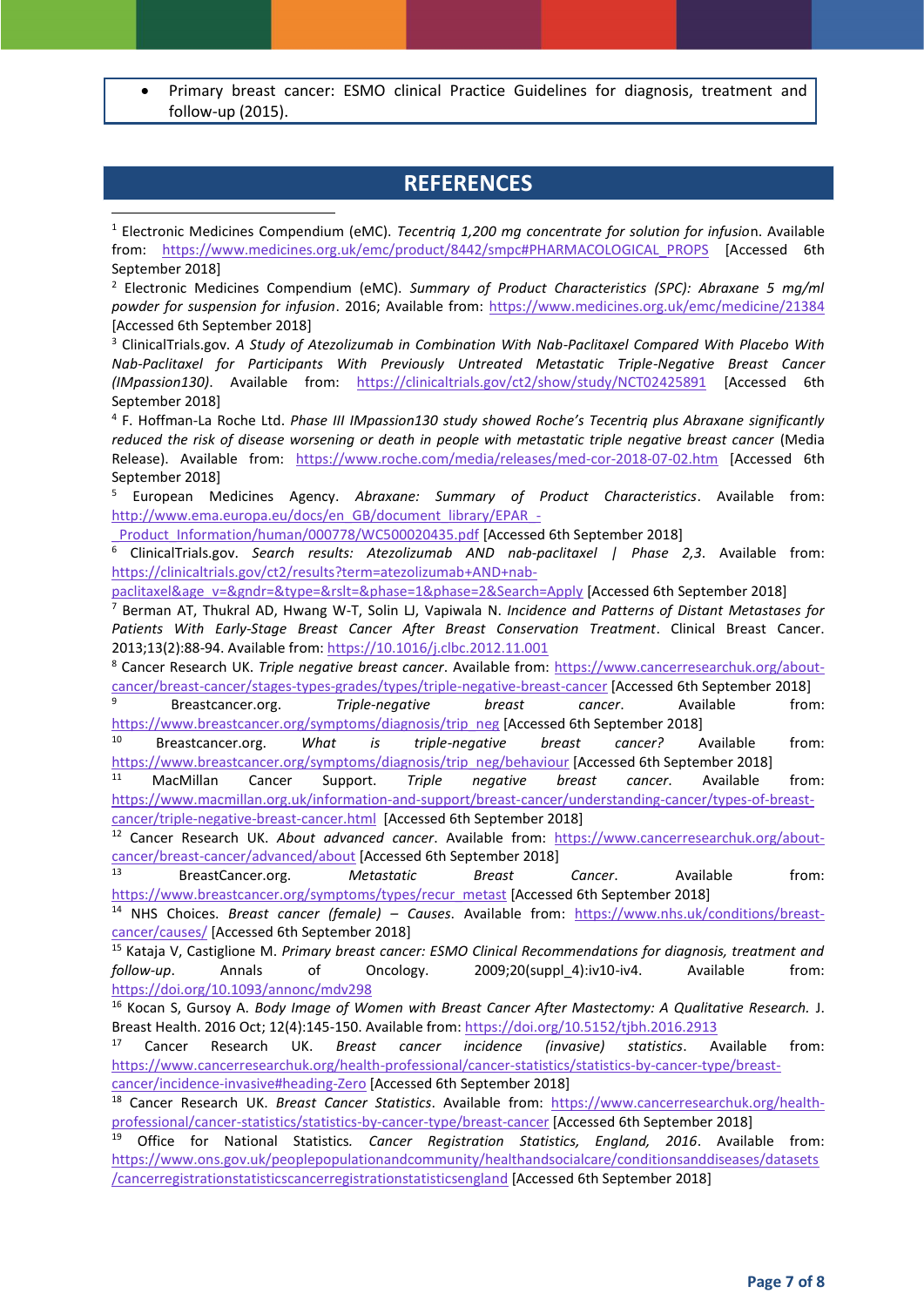- Primary breast cancer: ESMO clinical Practice Guidelines for diagnosis, treatment and follow-up (2015).

## REFERENCES

[1] Electronic Medicines Compendium (eMC). *Tecentriq 1,200 mg concentrate for solution for infusion*. Available from: https://www.medicines.org.uk/emc/product/8442/smpc#PHARMACOLOGICAL_PROPS [Accessed 6th September 2018]

[2] Electronic Medicines Compendium (eMC). *Summary of Product Characteristics (SPC): Abraxane 5 mg/ml powder for suspension for infusion*. 2016; Available from: https://www.medicines.org.uk/emc/medicine/21384 [Accessed 6th September 2018]

[3] ClinicalTrials.gov. *A Study of Atezolizumab in Combination With Nab-Paclitaxel Compared With Placebo With Nab-Paclitaxel for Participants With Previously Untreated Metastatic Triple-Negative Breast Cancer (IMpassion130)*. Available from: https://clinicaltrials.gov/ct2/show/study/NCT02425891 [Accessed 6th September 2018]

[4] F. Hoffman-La Roche Ltd. *Phase III IMpassion130 study showed Roche's Tecentriq plus Abraxane significantly reduced the risk of disease worsening or death in people with metastatic triple negative breast cancer* (Media Release). Available from: https://www.roche.com/media/releases/med-cor-2018-07-02.htm [Accessed 6th September 2018]

[5] European Medicines Agency. *Abraxane: Summary of Product Characteristics*. Available from: http://www.ema.europa.eu/docs/en_GB/document_library/EPAR_-_Product_Information/human/000778/WC500020435.pdf [Accessed 6th September 2018]

[6] ClinicalTrials.gov. *Search results: Atezolizumab AND nab-paclitaxel | Phase 2,3*. Available from: https://clinicaltrials.gov/ct2/results?term=atezolizumab+AND+nab-paclitaxel&age_v=&gndr=&type=&rslt=&phase=1&phase=2&Search=Apply [Accessed 6th September 2018]

[7] Berman AT, Thukral AD, Hwang W-T, Solin LJ, Vapiwala N. *Incidence and Patterns of Distant Metastases for Patients With Early-Stage Breast Cancer After Breast Conservation Treatment*. Clinical Breast Cancer. 2013;13(2):88-94. Available from: https://10.1016/j.clbc.2012.11.001

[8] Cancer Research UK. *Triple negative breast cancer*. Available from: https://www.cancerresearchuk.org/about-cancer/breast-cancer/stages-types-grades/types/triple-negative-breast-cancer [Accessed 6th September 2018]

[9] Breastcancer.org. *Triple-negative breast cancer*. Available from: https://www.breastcancer.org/symptoms/diagnosis/trip_neg [Accessed 6th September 2018]

[10] Breastcancer.org. *What is triple-negative breast cancer?* Available from: https://www.breastcancer.org/symptoms/diagnosis/trip_neg/behaviour [Accessed 6th September 2018]

[11] MacMillan Cancer Support. *Triple negative breast cancer*. Available from: https://www.macmillan.org.uk/information-and-support/breast-cancer/understanding-cancer/types-of-breast-cancer/triple-negative-breast-cancer.html [Accessed 6th September 2018]

[12] Cancer Research UK. *About advanced cancer*. Available from: https://www.cancerresearchuk.org/about-cancer/breast-cancer/advanced/about [Accessed 6th September 2018]

[13] BreastCancer.org. *Metastatic Breast Cancer*. Available from: https://www.breastcancer.org/symptoms/types/recur_metast [Accessed 6th September 2018]

[14] NHS Choices. *Breast cancer (female) – Causes*. Available from: https://www.nhs.uk/conditions/breast-cancer/causes/ [Accessed 6th September 2018]

[15] Kataja V, Castiglione M. *Primary breast cancer: ESMO Clinical Recommendations for diagnosis, treatment and follow-up*. Annals of Oncology. 2009;20(suppl_4):iv10-iv4. Available from: https://doi.org/10.1093/annonc/mdv298

[16] Kocan S, Gursoy A. *Body Image of Women with Breast Cancer After Mastectomy: A Qualitative Research*. J. Breast Health. 2016 Oct; 12(4):145-150. Available from: https://doi.org/10.5152/tjbh.2016.2913

[17] Cancer Research UK. *Breast cancer incidence (invasive) statistics*. Available from: https://www.cancerresearchuk.org/health-professional/cancer-statistics/statistics-by-cancer-type/breast-cancer/incidence-invasive#heading-Zero [Accessed 6th September 2018]

[18] Cancer Research UK. *Breast Cancer Statistics*. Available from: https://www.cancerresearchuk.org/health-professional/cancer-statistics/statistics-by-cancer-type/breast-cancer [Accessed 6th September 2018]

[19] Office for National Statistics. *Cancer Registration Statistics, England, 2016*. Available from: https://www.ons.gov.uk/peoplepopulationandcommunity/healthandsocialcare/conditionsanddiseases/datasets/cancerregistrationstatisticscancerregistrationstatisticsengland [Accessed 6th September 2018]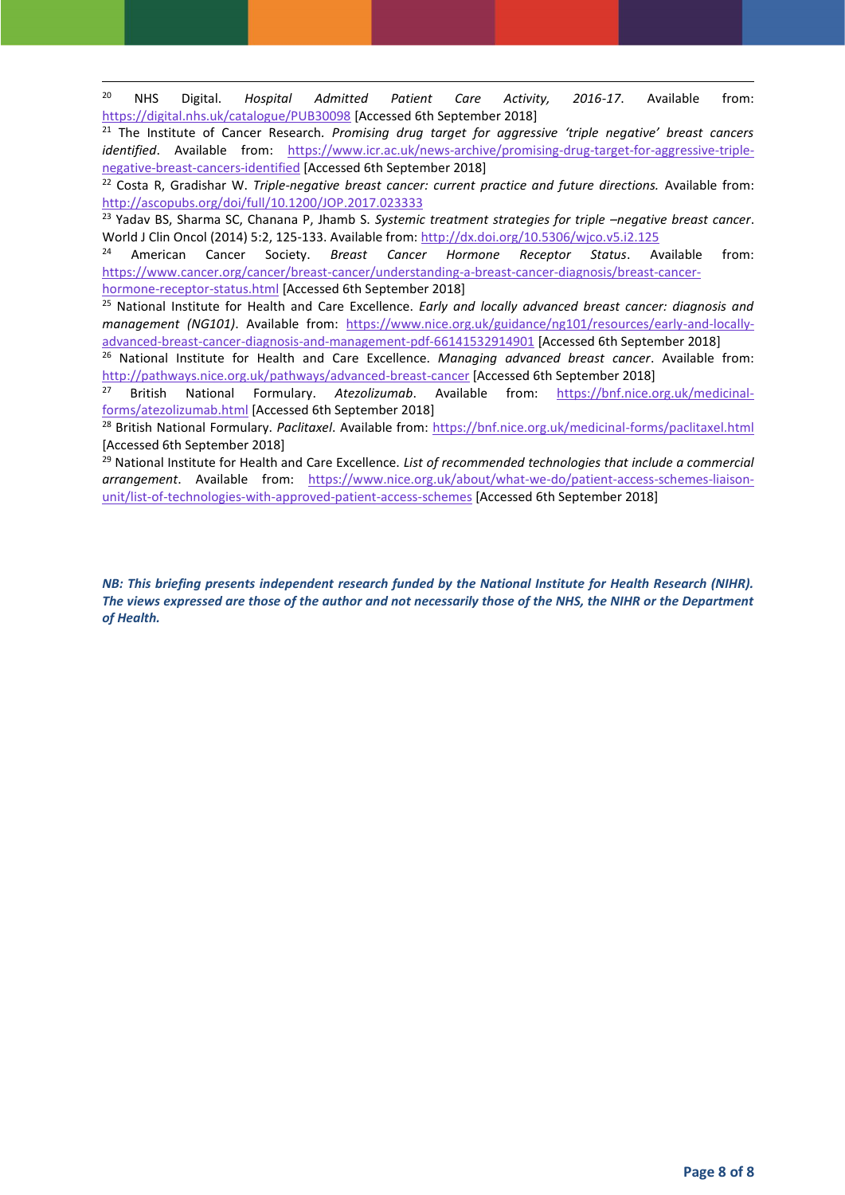[20] NHS Digital. *Hospital Admitted Patient Care Activity, 2016-17*. Available from: https://digital.nhs.uk/catalogue/PUB30098 [Accessed 6th September 2018]

[21] The Institute of Cancer Research. *Promising drug target for aggressive 'triple negative' breast cancers identified*. Available from: https://www.icr.ac.uk/news-archive/promising-drug-target-for-aggressive-triple-negative-breast-cancers-identified [Accessed 6th September 2018]

[22] Costa R, Gradishar W. *Triple-negative breast cancer: current practice and future directions.* Available from: http://ascopubs.org/doi/full/10.1200/JOP.2017.023333

[23] Yadav BS, Sharma SC, Chanana P, Jhamb S. *Systemic treatment strategies for triple –negative breast cancer*. World J Clin Oncol (2014) 5:2, 125-133. Available from: http://dx.doi.org/10.5306/wjco.v5.i2.125

[24] American Cancer Society. *Breast Cancer Hormone Receptor Status*. Available from: https://www.cancer.org/cancer/breast-cancer/understanding-a-breast-cancer-diagnosis/breast-cancer-hormone-receptor-status.html [Accessed 6th September 2018]

[25] National Institute for Health and Care Excellence. *Early and locally advanced breast cancer: diagnosis and management (NG101)*. Available from: https://www.nice.org.uk/guidance/ng101/resources/early-and-locally-advanced-breast-cancer-diagnosis-and-management-pdf-66141532914901 [Accessed 6th September 2018]

[26] National Institute for Health and Care Excellence. *Managing advanced breast cancer*. Available from: http://pathways.nice.org.uk/pathways/advanced-breast-cancer [Accessed 6th September 2018]

[27] British National Formulary. *Atezolizumab*. Available from: https://bnf.nice.org.uk/medicinal-forms/atezolizumab.html [Accessed 6th September 2018]

[28] British National Formulary. *Paclitaxel*. Available from: https://bnf.nice.org.uk/medicinal-forms/paclitaxel.html [Accessed 6th September 2018]

[29] National Institute for Health and Care Excellence. *List of recommended technologies that include a commercial arrangement*. Available from: https://www.nice.org.uk/about/what-we-do/patient-access-schemes-liaison-unit/list-of-technologies-with-approved-patient-access-schemes [Accessed 6th September 2018]

***NB: This briefing presents independent research funded by the National Institute for Health Research (NIHR). The views expressed are those of the author and not necessarily those of the NHS, the NIHR or the Department of Health.***